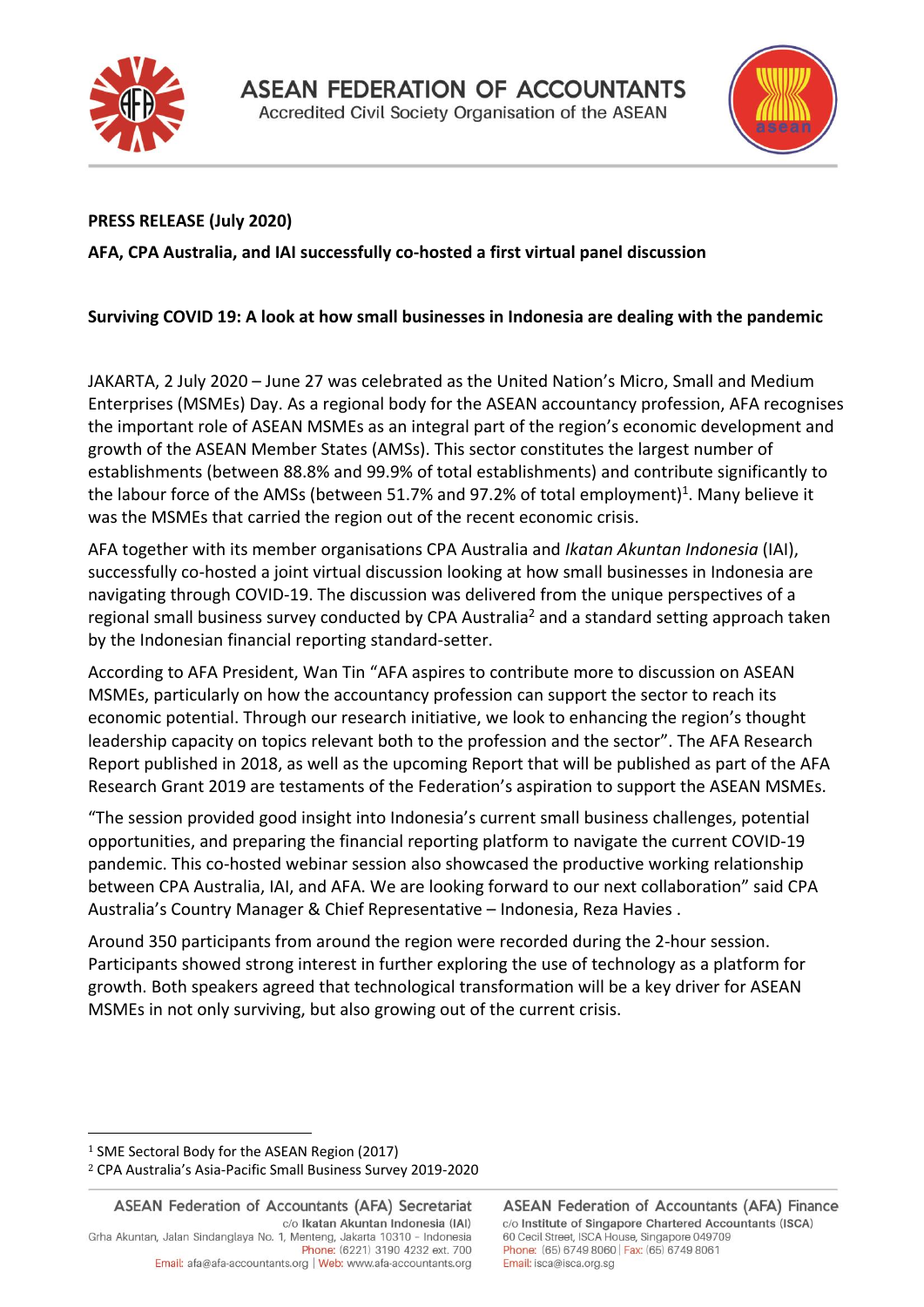# ASEAN FEDERATION OF ACCOUNTANTS

Accredited Civil Society Organisation of the ASEAN

**PRESS RELEASE (July 2020)**

**AFA, CPA Australia, and IAI successfully co-hosted a first virtual panel discussion**

**Surviving COVID 19: A look at how small businesses in Indonesia are dealing with the pandemic**

JAKARTA, 2 July 2020 – June 27 was celebrated as the United Nation's Micro, Small and Medium Enterprises (MSMEs) Day. As a regional body for the ASEAN accountancy profession, AFA recognises the important role of ASEAN MSMEs as an integral part of the region's economic development and growth of the ASEAN Member States (AMSs). This sector constitutes the largest number of establishments (between 88.8% and 99.9% of total establishments) and contribute significantly to the labour force of the AMSs (between 51.7% and 97.2% of total employment)[1]. Many believe it was the MSMEs that carried the region out of the recent economic crisis.

AFA together with its member organisations CPA Australia and *Ikatan Akuntan Indonesia* (IAI), successfully co-hosted a joint virtual discussion looking at how small businesses in Indonesia are navigating through COVID-19. The discussion was delivered from the unique perspectives of a regional small business survey conducted by CPA Australia[2] and a standard setting approach taken by the Indonesian financial reporting standard-setter.

According to AFA President, Wan Tin "AFA aspires to contribute more to discussion on ASEAN MSMEs, particularly on how the accountancy profession can support the sector to reach its economic potential. Through our research initiative, we look to enhancing the region's thought leadership capacity on topics relevant both to the profession and the sector". The AFA Research Report published in 2018, as well as the upcoming Report that will be published as part of the AFA Research Grant 2019 are testaments of the Federation's aspiration to support the ASEAN MSMEs.

"The session provided good insight into Indonesia's current small business challenges, potential opportunities, and preparing the financial reporting platform to navigate the current COVID-19 pandemic. This co-hosted webinar session also showcased the productive working relationship between CPA Australia, IAI, and AFA. We are looking forward to our next collaboration" said CPA Australia's Country Manager & Chief Representative – Indonesia, Reza Havies .

Around 350 participants from around the region were recorded during the 2-hour session. Participants showed strong interest in further exploring the use of technology as a platform for growth. Both speakers agreed that technological transformation will be a key driver for ASEAN MSMEs in not only surviving, but also growing out of the current crisis.

---

[1] SME Sectoral Body for the ASEAN Region (2017)

[2] CPA Australia's Asia-Pacific Small Business Survey 2019-2020

**ASEAN Federation of Accountants (AFA) Secretariat**
c/o **Ikatan Akuntan Indonesia (IAI)**
Grha Akuntan, Jalan Sindanglaya No. 1, Menteng, Jakarta 10310 - Indonesia
Phone: (6221) 3190 4232 ext. 700
Email: afa@afa-accountants.org | Web: www.afa-accountants.org

**ASEAN Federation of Accountants (AFA) Finance**
c/o **Institute of Singapore Chartered Accountants (ISCA)**
60 Cecil Street, ISCA House, Singapore 049709
Phone: (65) 6749 8060 | Fax: (65) 6749 8061
Email: isca@isca.org.sg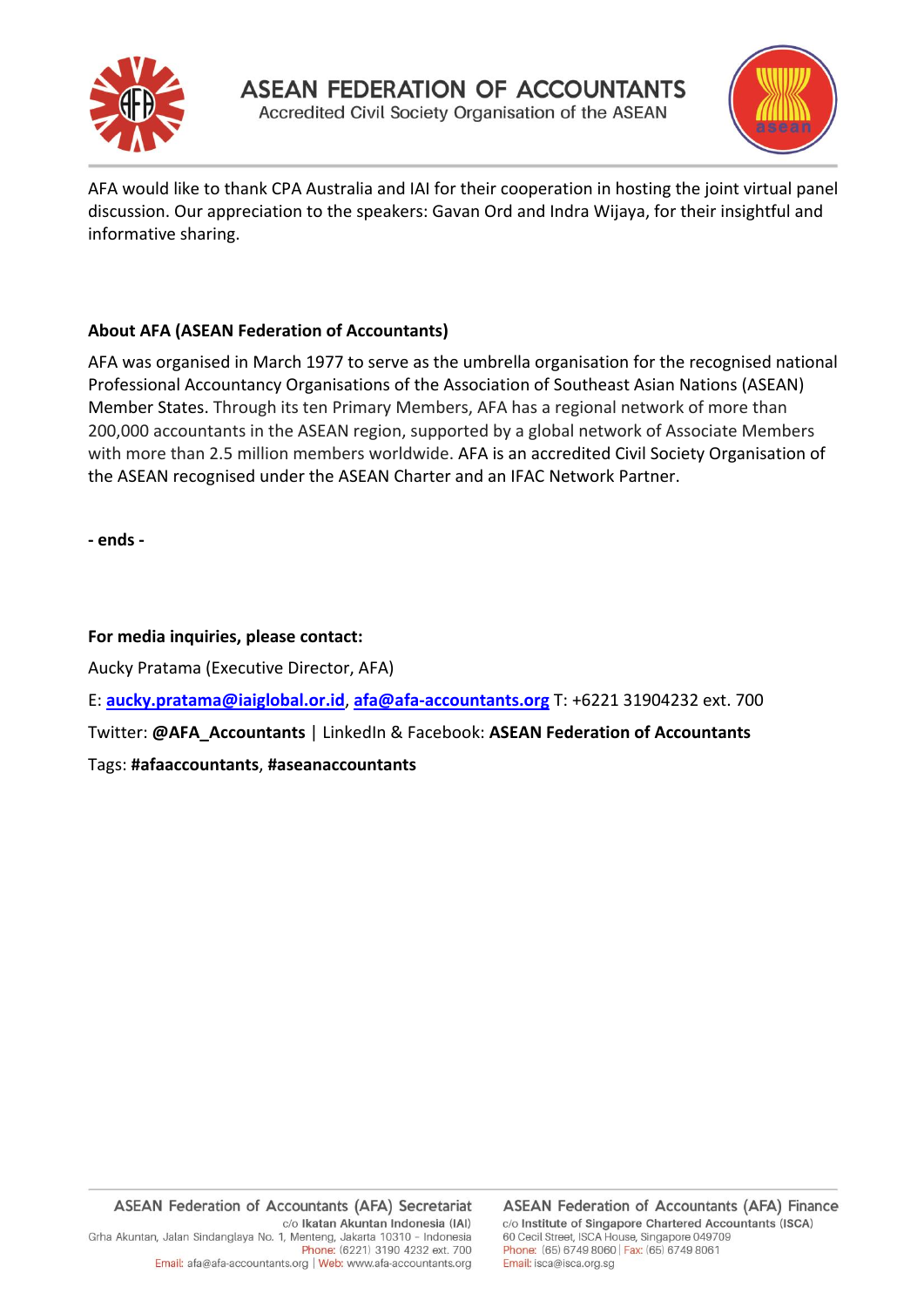AFA would like to thank CPA Australia and IAI for their cooperation in hosting the joint virtual panel discussion. Our appreciation to the speakers: Gavan Ord and Indra Wijaya, for their insightful and informative sharing.

**About AFA (ASEAN Federation of Accountants)**

AFA was organised in March 1977 to serve as the umbrella organisation for the recognised national Professional Accountancy Organisations of the Association of Southeast Asian Nations (ASEAN) Member States. Through its ten Primary Members, AFA has a regional network of more than 200,000 accountants in the ASEAN region, supported by a global network of Associate Members with more than 2.5 million members worldwide. AFA is an accredited Civil Society Organisation of the ASEAN recognised under the ASEAN Charter and an IFAC Network Partner.

**- ends -**

**For media inquiries, please contact:**

Aucky Pratama (Executive Director, AFA)

E: **aucky.pratama@iaiglobal.or.id**, **afa@afa-accountants.org** T: +6221 31904232 ext. 700

Twitter: **@AFA_Accountants** | LinkedIn & Facebook: **ASEAN Federation of Accountants**

Tags: **#afaaccountants**, **#aseanaccountants**